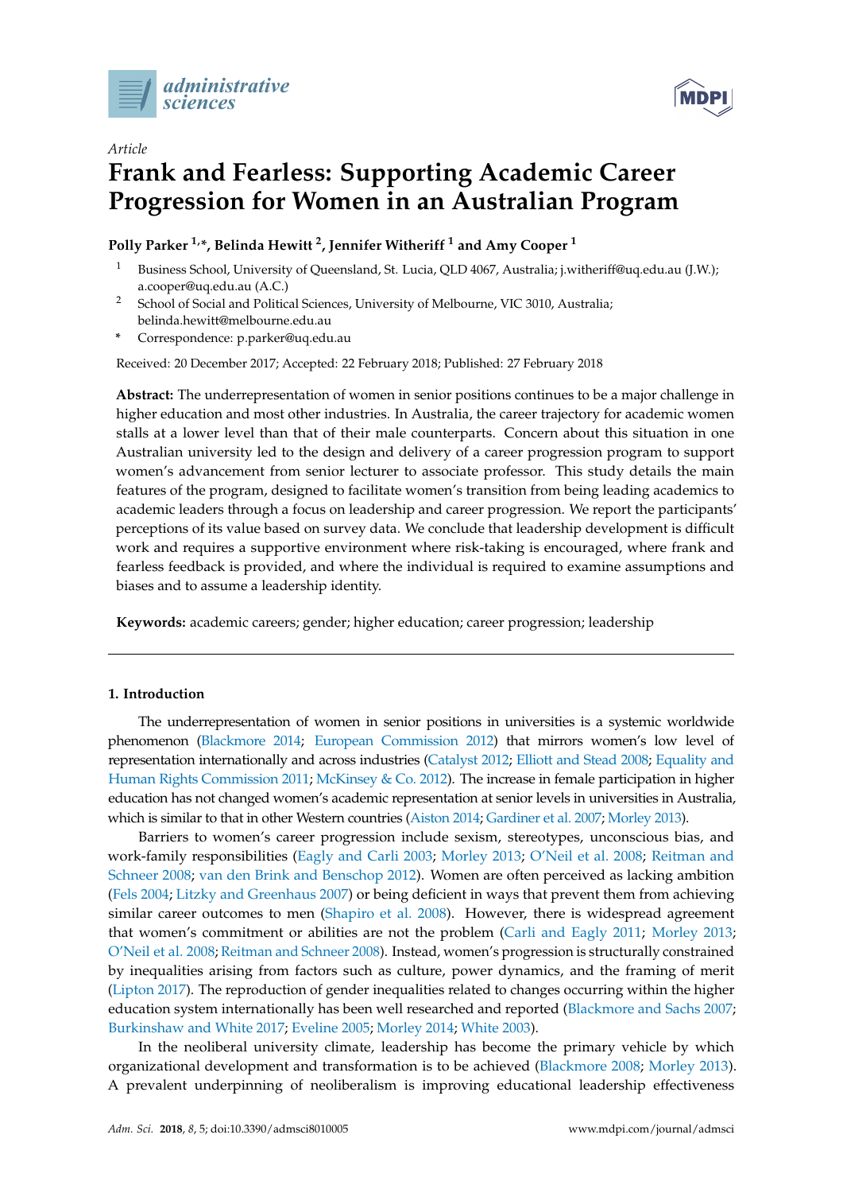Article

# Frank and Fearless: Supporting Academic Career Progression for Women in an Australian Program

**Polly Parker [1,*], Belinda Hewitt [2], Jennifer Witheriff [1] and Amy Cooper [1]**

[1] Business School, University of Queensland, St. Lucia, QLD 4067, Australia; j.witheriff@uq.edu.au (J.W.); a.cooper@uq.edu.au (A.C.)

[2] School of Social and Political Sciences, University of Melbourne, VIC 3010, Australia; belinda.hewitt@melbourne.edu.au

* Correspondence: p.parker@uq.edu.au

Received: 20 December 2017; Accepted: 22 February 2018; Published: 27 February 2018

**Abstract:** The underrepresentation of women in senior positions continues to be a major challenge in higher education and most other industries. In Australia, the career trajectory for academic women stalls at a lower level than that of their male counterparts. Concern about this situation in one Australian university led to the design and delivery of a career progression program to support women's advancement from senior lecturer to associate professor. This study details the main features of the program, designed to facilitate women's transition from being leading academics to academic leaders through a focus on leadership and career progression. We report the participants' perceptions of its value based on survey data. We conclude that leadership development is difficult work and requires a supportive environment where risk-taking is encouraged, where frank and fearless feedback is provided, and where the individual is required to examine assumptions and biases and to assume a leadership identity.

**Keywords:** academic careers; gender; higher education; career progression; leadership

## 1. Introduction

The underrepresentation of women in senior positions in universities is a systemic worldwide phenomenon (Blackmore 2014; European Commission 2012) that mirrors women's low level of representation internationally and across industries (Catalyst 2012; Elliott and Stead 2008; Equality and Human Rights Commission 2011; McKinsey & Co. 2012). The increase in female participation in higher education has not changed women's academic representation at senior levels in universities in Australia, which is similar to that in other Western countries (Aiston 2014; Gardiner et al. 2007; Morley 2013).

Barriers to women's career progression include sexism, stereotypes, unconscious bias, and work-family responsibilities (Eagly and Carli 2003; Morley 2013; O'Neil et al. 2008; Reitman and Schneer 2008; van den Brink and Benschop 2012). Women are often perceived as lacking ambition (Fels 2004; Litzky and Greenhaus 2007) or being deficient in ways that prevent them from achieving similar career outcomes to men (Shapiro et al. 2008). However, there is widespread agreement that women's commitment or abilities are not the problem (Carli and Eagly 2011; Morley 2013; O'Neil et al. 2008; Reitman and Schneer 2008). Instead, women's progression is structurally constrained by inequalities arising from factors such as culture, power dynamics, and the framing of merit (Lipton 2017). The reproduction of gender inequalities related to changes occurring within the higher education system internationally has been well researched and reported (Blackmore and Sachs 2007; Burkinshaw and White 2017; Eveline 2005; Morley 2014; White 2003).

In the neoliberal university climate, leadership has become the primary vehicle by which organizational development and transformation is to be achieved (Blackmore 2008; Morley 2013). A prevalent underpinning of neoliberalism is improving educational leadership effectiveness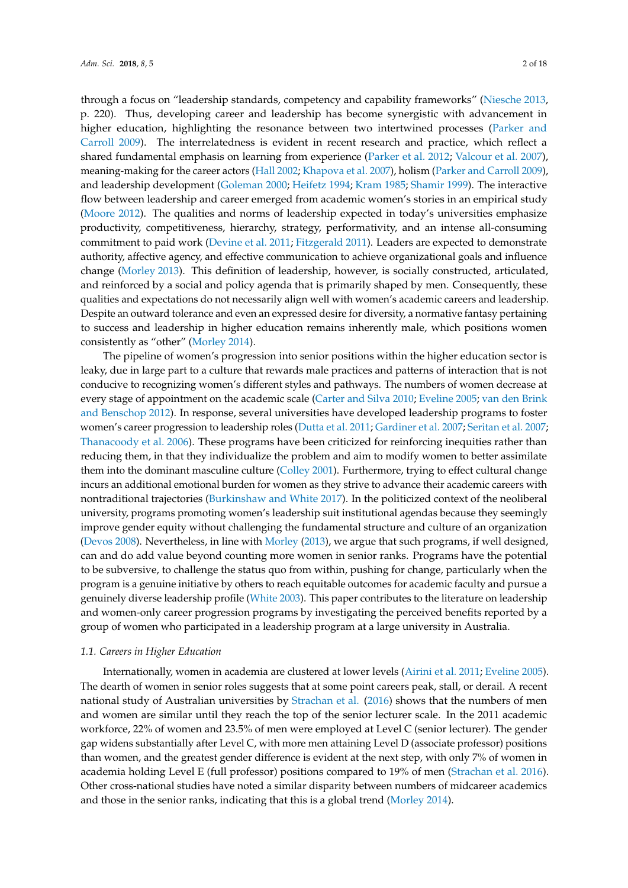through a focus on "leadership standards, competency and capability frameworks" (Niesche 2013, p. 220). Thus, developing career and leadership has become synergistic with advancement in higher education, highlighting the resonance between two intertwined processes (Parker and Carroll 2009). The interrelatedness is evident in recent research and practice, which reflect a shared fundamental emphasis on learning from experience (Parker et al. 2012; Valcour et al. 2007), meaning-making for the career actors (Hall 2002; Khapova et al. 2007), holism (Parker and Carroll 2009), and leadership development (Goleman 2000; Heifetz 1994; Kram 1985; Shamir 1999). The interactive flow between leadership and career emerged from academic women's stories in an empirical study (Moore 2012). The qualities and norms of leadership expected in today's universities emphasize productivity, competitiveness, hierarchy, strategy, performativity, and an intense all-consuming commitment to paid work (Devine et al. 2011; Fitzgerald 2011). Leaders are expected to demonstrate authority, affective agency, and effective communication to achieve organizational goals and influence change (Morley 2013). This definition of leadership, however, is socially constructed, articulated, and reinforced by a social and policy agenda that is primarily shaped by men. Consequently, these qualities and expectations do not necessarily align well with women's academic careers and leadership. Despite an outward tolerance and even an expressed desire for diversity, a normative fantasy pertaining to success and leadership in higher education remains inherently male, which positions women consistently as "other" (Morley 2014).

The pipeline of women's progression into senior positions within the higher education sector is leaky, due in large part to a culture that rewards male practices and patterns of interaction that is not conducive to recognizing women's different styles and pathways. The numbers of women decrease at every stage of appointment on the academic scale (Carter and Silva 2010; Eveline 2005; van den Brink and Benschop 2012). In response, several universities have developed leadership programs to foster women's career progression to leadership roles (Dutta et al. 2011; Gardiner et al. 2007; Seritan et al. 2007; Thanacoody et al. 2006). These programs have been criticized for reinforcing inequities rather than reducing them, in that they individualize the problem and aim to modify women to better assimilate them into the dominant masculine culture (Colley 2001). Furthermore, trying to effect cultural change incurs an additional emotional burden for women as they strive to advance their academic careers with nontraditional trajectories (Burkinshaw and White 2017). In the politicized context of the neoliberal university, programs promoting women's leadership suit institutional agendas because they seemingly improve gender equity without challenging the fundamental structure and culture of an organization (Devos 2008). Nevertheless, in line with Morley (2013), we argue that such programs, if well designed, can and do add value beyond counting more women in senior ranks. Programs have the potential to be subversive, to challenge the status quo from within, pushing for change, particularly when the program is a genuine initiative by others to reach equitable outcomes for academic faculty and pursue a genuinely diverse leadership profile (White 2003). This paper contributes to the literature on leadership and women-only career progression programs by investigating the perceived benefits reported by a group of women who participated in a leadership program at a large university in Australia.

### *1.1. Careers in Higher Education*

Internationally, women in academia are clustered at lower levels (Airini et al. 2011; Eveline 2005). The dearth of women in senior roles suggests that at some point careers peak, stall, or derail. A recent national study of Australian universities by Strachan et al. (2016) shows that the numbers of men and women are similar until they reach the top of the senior lecturer scale. In the 2011 academic workforce, 22% of women and 23.5% of men were employed at Level C (senior lecturer). The gender gap widens substantially after Level C, with more men attaining Level D (associate professor) positions than women, and the greatest gender difference is evident at the next step, with only 7% of women in academia holding Level E (full professor) positions compared to 19% of men (Strachan et al. 2016). Other cross-national studies have noted a similar disparity between numbers of midcareer academics and those in the senior ranks, indicating that this is a global trend (Morley 2014).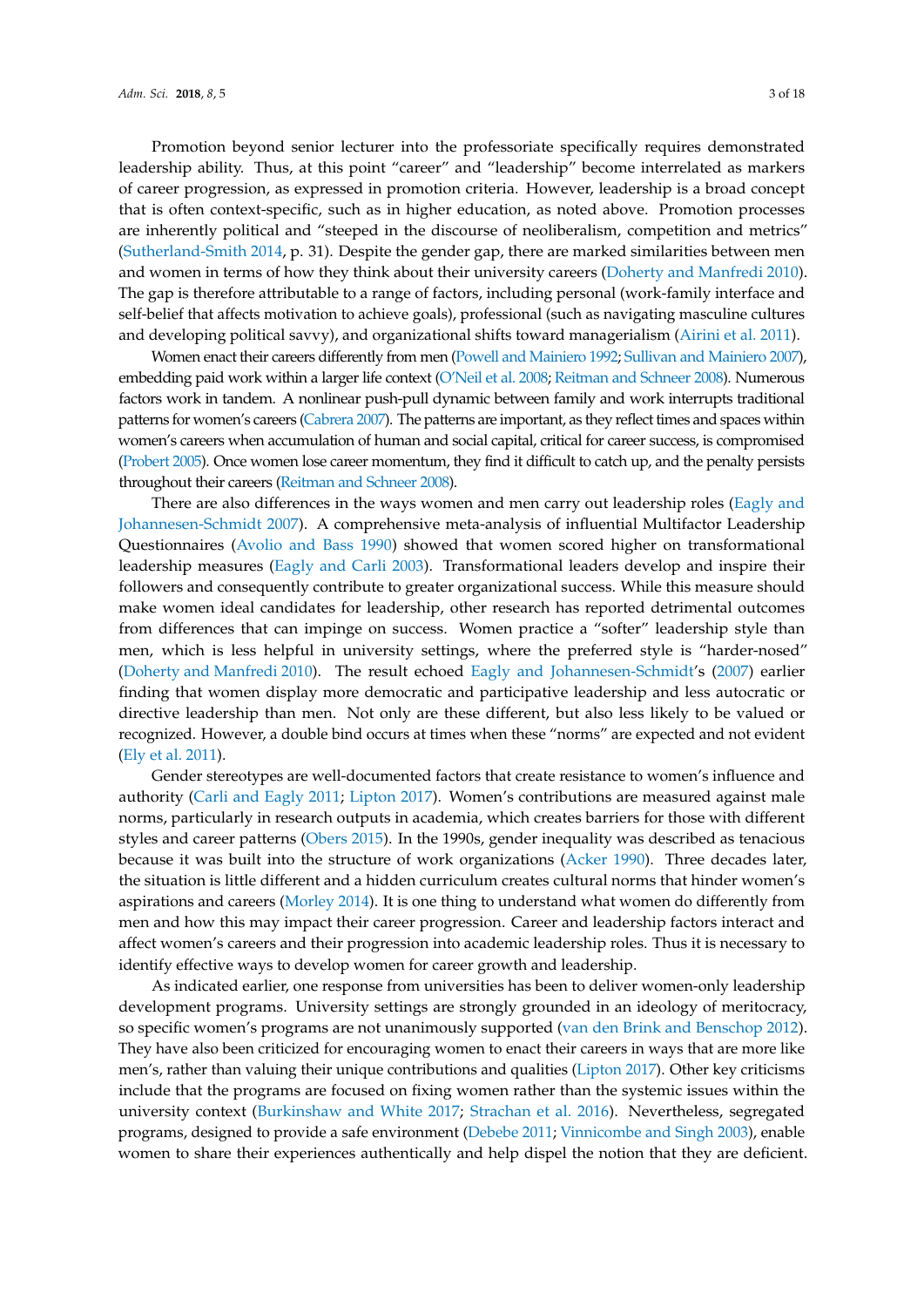Promotion beyond senior lecturer into the professoriate specifically requires demonstrated leadership ability. Thus, at this point "career" and "leadership" become interrelated as markers of career progression, as expressed in promotion criteria. However, leadership is a broad concept that is often context-specific, such as in higher education, as noted above. Promotion processes are inherently political and "steeped in the discourse of neoliberalism, competition and metrics" (Sutherland-Smith 2014, p. 31). Despite the gender gap, there are marked similarities between men and women in terms of how they think about their university careers (Doherty and Manfredi 2010). The gap is therefore attributable to a range of factors, including personal (work-family interface and self-belief that affects motivation to achieve goals), professional (such as navigating masculine cultures and developing political savvy), and organizational shifts toward managerialism (Airini et al. 2011).

Women enact their careers differently from men (Powell and Mainiero 1992; Sullivan and Mainiero 2007), embedding paid work within a larger life context (O'Neil et al. 2008; Reitman and Schneer 2008). Numerous factors work in tandem. A nonlinear push-pull dynamic between family and work interrupts traditional patterns for women's careers (Cabrera 2007). The patterns are important, as they reflect times and spaces within women's careers when accumulation of human and social capital, critical for career success, is compromised (Probert 2005). Once women lose career momentum, they find it difficult to catch up, and the penalty persists throughout their careers (Reitman and Schneer 2008).

There are also differences in the ways women and men carry out leadership roles (Eagly and Johannesen-Schmidt 2007). A comprehensive meta-analysis of influential Multifactor Leadership Questionnaires (Avolio and Bass 1990) showed that women scored higher on transformational leadership measures (Eagly and Carli 2003). Transformational leaders develop and inspire their followers and consequently contribute to greater organizational success. While this measure should make women ideal candidates for leadership, other research has reported detrimental outcomes from differences that can impinge on success. Women practice a "softer" leadership style than men, which is less helpful in university settings, where the preferred style is "harder-nosed" (Doherty and Manfredi 2010). The result echoed Eagly and Johannesen-Schmidt's (2007) earlier finding that women display more democratic and participative leadership and less autocratic or directive leadership than men. Not only are these different, but also less likely to be valued or recognized. However, a double bind occurs at times when these "norms" are expected and not evident (Ely et al. 2011).

Gender stereotypes are well-documented factors that create resistance to women's influence and authority (Carli and Eagly 2011; Lipton 2017). Women's contributions are measured against male norms, particularly in research outputs in academia, which creates barriers for those with different styles and career patterns (Obers 2015). In the 1990s, gender inequality was described as tenacious because it was built into the structure of work organizations (Acker 1990). Three decades later, the situation is little different and a hidden curriculum creates cultural norms that hinder women's aspirations and careers (Morley 2014). It is one thing to understand what women do differently from men and how this may impact their career progression. Career and leadership factors interact and affect women's careers and their progression into academic leadership roles. Thus it is necessary to identify effective ways to develop women for career growth and leadership.

As indicated earlier, one response from universities has been to deliver women-only leadership development programs. University settings are strongly grounded in an ideology of meritocracy, so specific women's programs are not unanimously supported (van den Brink and Benschop 2012). They have also been criticized for encouraging women to enact their careers in ways that are more like men's, rather than valuing their unique contributions and qualities (Lipton 2017). Other key criticisms include that the programs are focused on fixing women rather than the systemic issues within the university context (Burkinshaw and White 2017; Strachan et al. 2016). Nevertheless, segregated programs, designed to provide a safe environment (Debebe 2011; Vinnicombe and Singh 2003), enable women to share their experiences authentically and help dispel the notion that they are deficient.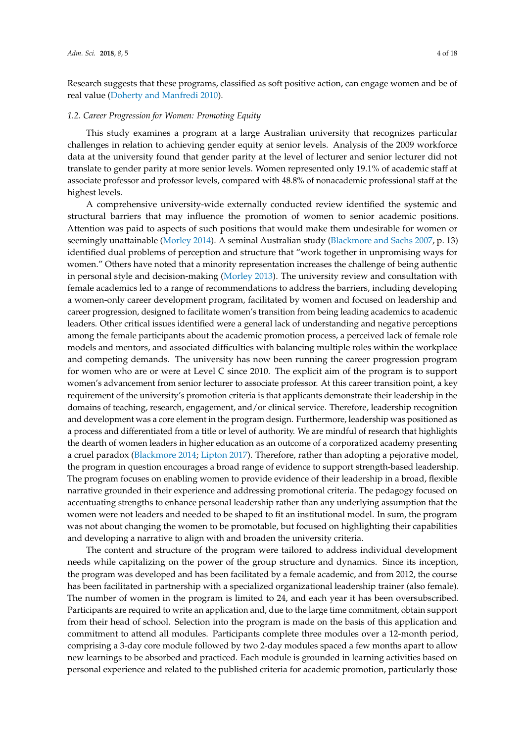Research suggests that these programs, classified as soft positive action, can engage women and be of real value (Doherty and Manfredi 2010).

### 1.2. Career Progression for Women: Promoting Equity

This study examines a program at a large Australian university that recognizes particular challenges in relation to achieving gender equity at senior levels. Analysis of the 2009 workforce data at the university found that gender parity at the level of lecturer and senior lecturer did not translate to gender parity at more senior levels. Women represented only 19.1% of academic staff at associate professor and professor levels, compared with 48.8% of nonacademic professional staff at the highest levels.

A comprehensive university-wide externally conducted review identified the systemic and structural barriers that may influence the promotion of women to senior academic positions. Attention was paid to aspects of such positions that would make them undesirable for women or seemingly unattainable (Morley 2014). A seminal Australian study (Blackmore and Sachs 2007, p. 13) identified dual problems of perception and structure that "work together in unpromising ways for women." Others have noted that a minority representation increases the challenge of being authentic in personal style and decision-making (Morley 2013). The university review and consultation with female academics led to a range of recommendations to address the barriers, including developing a women-only career development program, facilitated by women and focused on leadership and career progression, designed to facilitate women's transition from being leading academics to academic leaders. Other critical issues identified were a general lack of understanding and negative perceptions among the female participants about the academic promotion process, a perceived lack of female role models and mentors, and associated difficulties with balancing multiple roles within the workplace and competing demands. The university has now been running the career progression program for women who are or were at Level C since 2010. The explicit aim of the program is to support women's advancement from senior lecturer to associate professor. At this career transition point, a key requirement of the university's promotion criteria is that applicants demonstrate their leadership in the domains of teaching, research, engagement, and/or clinical service. Therefore, leadership recognition and development was a core element in the program design. Furthermore, leadership was positioned as a process and differentiated from a title or level of authority. We are mindful of research that highlights the dearth of women leaders in higher education as an outcome of a corporatized academy presenting a cruel paradox (Blackmore 2014; Lipton 2017). Therefore, rather than adopting a pejorative model, the program in question encourages a broad range of evidence to support strength-based leadership. The program focuses on enabling women to provide evidence of their leadership in a broad, flexible narrative grounded in their experience and addressing promotional criteria. The pedagogy focused on accentuating strengths to enhance personal leadership rather than any underlying assumption that the women were not leaders and needed to be shaped to fit an institutional model. In sum, the program was not about changing the women to be promotable, but focused on highlighting their capabilities and developing a narrative to align with and broaden the university criteria.

The content and structure of the program were tailored to address individual development needs while capitalizing on the power of the group structure and dynamics. Since its inception, the program was developed and has been facilitated by a female academic, and from 2012, the course has been facilitated in partnership with a specialized organizational leadership trainer (also female). The number of women in the program is limited to 24, and each year it has been oversubscribed. Participants are required to write an application and, due to the large time commitment, obtain support from their head of school. Selection into the program is made on the basis of this application and commitment to attend all modules. Participants complete three modules over a 12-month period, comprising a 3-day core module followed by two 2-day modules spaced a few months apart to allow new learnings to be absorbed and practiced. Each module is grounded in learning activities based on personal experience and related to the published criteria for academic promotion, particularly those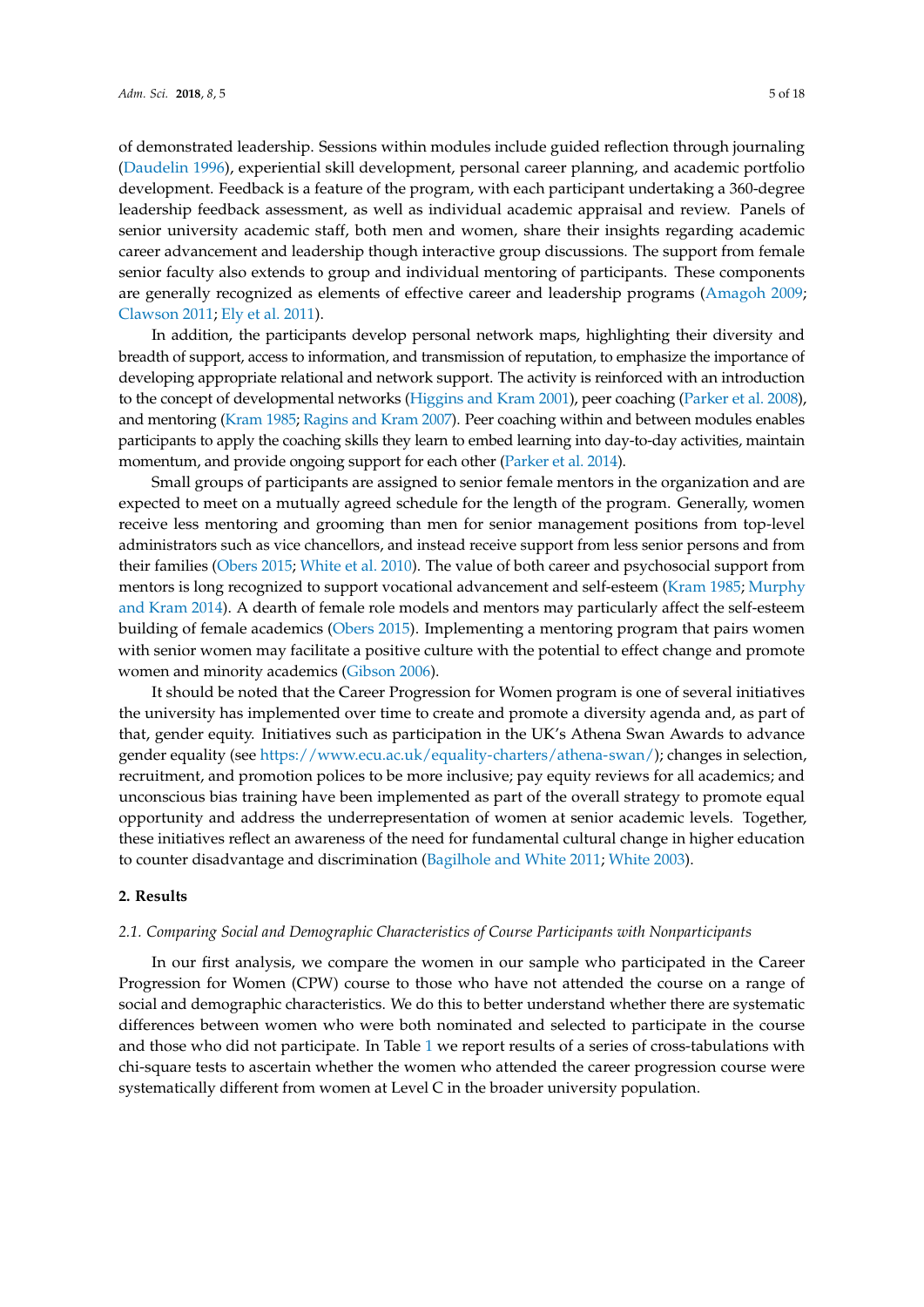of demonstrated leadership. Sessions within modules include guided reflection through journaling (Daudelin 1996), experiential skill development, personal career planning, and academic portfolio development. Feedback is a feature of the program, with each participant undertaking a 360-degree leadership feedback assessment, as well as individual academic appraisal and review. Panels of senior university academic staff, both men and women, share their insights regarding academic career advancement and leadership though interactive group discussions. The support from female senior faculty also extends to group and individual mentoring of participants. These components are generally recognized as elements of effective career and leadership programs (Amagoh 2009; Clawson 2011; Ely et al. 2011).

In addition, the participants develop personal network maps, highlighting their diversity and breadth of support, access to information, and transmission of reputation, to emphasize the importance of developing appropriate relational and network support. The activity is reinforced with an introduction to the concept of developmental networks (Higgins and Kram 2001), peer coaching (Parker et al. 2008), and mentoring (Kram 1985; Ragins and Kram 2007). Peer coaching within and between modules enables participants to apply the coaching skills they learn to embed learning into day-to-day activities, maintain momentum, and provide ongoing support for each other (Parker et al. 2014).

Small groups of participants are assigned to senior female mentors in the organization and are expected to meet on a mutually agreed schedule for the length of the program. Generally, women receive less mentoring and grooming than men for senior management positions from top-level administrators such as vice chancellors, and instead receive support from less senior persons and from their families (Obers 2015; White et al. 2010). The value of both career and psychosocial support from mentors is long recognized to support vocational advancement and self-esteem (Kram 1985; Murphy and Kram 2014). A dearth of female role models and mentors may particularly affect the self-esteem building of female academics (Obers 2015). Implementing a mentoring program that pairs women with senior women may facilitate a positive culture with the potential to effect change and promote women and minority academics (Gibson 2006).

It should be noted that the Career Progression for Women program is one of several initiatives the university has implemented over time to create and promote a diversity agenda and, as part of that, gender equity. Initiatives such as participation in the UK's Athena Swan Awards to advance gender equality (see https://www.ecu.ac.uk/equality-charters/athena-swan/); changes in selection, recruitment, and promotion polices to be more inclusive; pay equity reviews for all academics; and unconscious bias training have been implemented as part of the overall strategy to promote equal opportunity and address the underrepresentation of women at senior academic levels. Together, these initiatives reflect an awareness of the need for fundamental cultural change in higher education to counter disadvantage and discrimination (Bagilhole and White 2011; White 2003).

## 2. Results

### *2.1. Comparing Social and Demographic Characteristics of Course Participants with Nonparticipants*

In our first analysis, we compare the women in our sample who participated in the Career Progression for Women (CPW) course to those who have not attended the course on a range of social and demographic characteristics. We do this to better understand whether there are systematic differences between women who were both nominated and selected to participate in the course and those who did not participate. In Table 1 we report results of a series of cross-tabulations with chi-square tests to ascertain whether the women who attended the career progression course were systematically different from women at Level C in the broader university population.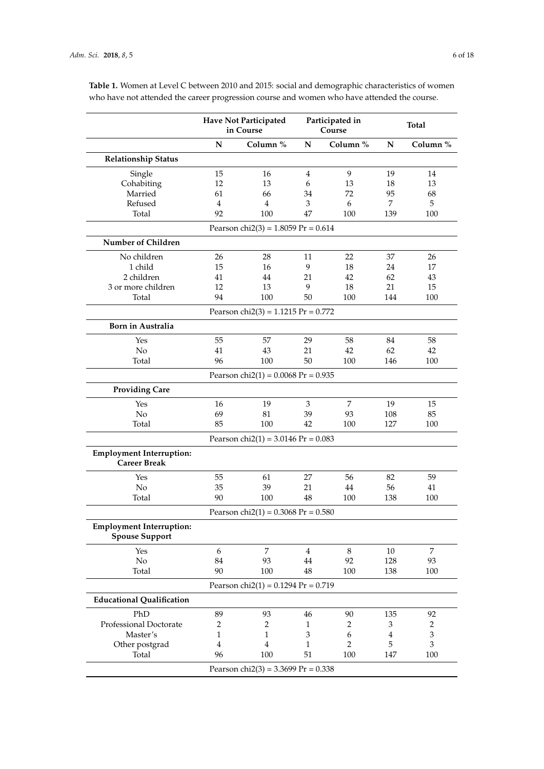**Table 1.** Women at Level C between 2010 and 2015: social and demographic characteristics of women who have not attended the career progression course and women who have attended the course.

| | Have Not Participated in Course | | Participated in Course | | Total | |
|---|---|---|---|---|---|---|
| | **N** | **Column %** | **N** | **Column %** | **N** | **Column %** |
| **Relationship Status** | | | | | | |
| Single | 15 | 16 | 4 | 9 | 19 | 14 |
| Cohabiting | 12 | 13 | 6 | 13 | 18 | 13 |
| Married | 61 | 66 | 34 | 72 | 95 | 68 |
| Refused | 4 | 4 | 3 | 6 | 7 | 5 |
| Total | 92 | 100 | 47 | 100 | 139 | 100 |
| | Pearson chi2(3) = 1.8059 Pr = 0.614 | | | | | |
| **Number of Children** | | | | | | |
| No children | 26 | 28 | 11 | 22 | 37 | 26 |
| 1 child | 15 | 16 | 9 | 18 | 24 | 17 |
| 2 children | 41 | 44 | 21 | 42 | 62 | 43 |
| 3 or more children | 12 | 13 | 9 | 18 | 21 | 15 |
| Total | 94 | 100 | 50 | 100 | 144 | 100 |
| | Pearson chi2(3) = 1.1215 Pr = 0.772 | | | | | |
| **Born in Australia** | | | | | | |
| Yes | 55 | 57 | 29 | 58 | 84 | 58 |
| No | 41 | 43 | 21 | 42 | 62 | 42 |
| Total | 96 | 100 | 50 | 100 | 146 | 100 |
| | Pearson chi2(1) = 0.0068 Pr = 0.935 | | | | | |
| **Providing Care** | | | | | | |
| Yes | 16 | 19 | 3 | 7 | 19 | 15 |
| No | 69 | 81 | 39 | 93 | 108 | 85 |
| Total | 85 | 100 | 42 | 100 | 127 | 100 |
| | Pearson chi2(1) = 3.0146 Pr = 0.083 | | | | | |
| **Employment Interruption: Career Break** | | | | | | |
| Yes | 55 | 61 | 27 | 56 | 82 | 59 |
| No | 35 | 39 | 21 | 44 | 56 | 41 |
| Total | 90 | 100 | 48 | 100 | 138 | 100 |
| | Pearson chi2(1) = 0.3068 Pr = 0.580 | | | | | |
| **Employment Interruption: Spouse Support** | | | | | | |
| Yes | 6 | 7 | 4 | 8 | 10 | 7 |
| No | 84 | 93 | 44 | 92 | 128 | 93 |
| Total | 90 | 100 | 48 | 100 | 138 | 100 |
| | Pearson chi2(1) = 0.1294 Pr = 0.719 | | | | | |
| **Educational Qualification** | | | | | | |
| PhD | 89 | 93 | 46 | 90 | 135 | 92 |
| Professional Doctorate | 2 | 2 | 1 | 2 | 3 | 2 |
| Master's | 1 | 1 | 3 | 6 | 4 | 3 |
| Other postgrad | 4 | 4 | 1 | 2 | 5 | 3 |
| Total | 96 | 100 | 51 | 100 | 147 | 100 |
| | Pearson chi2(3) = 3.3699 Pr = 0.338 | | | | | |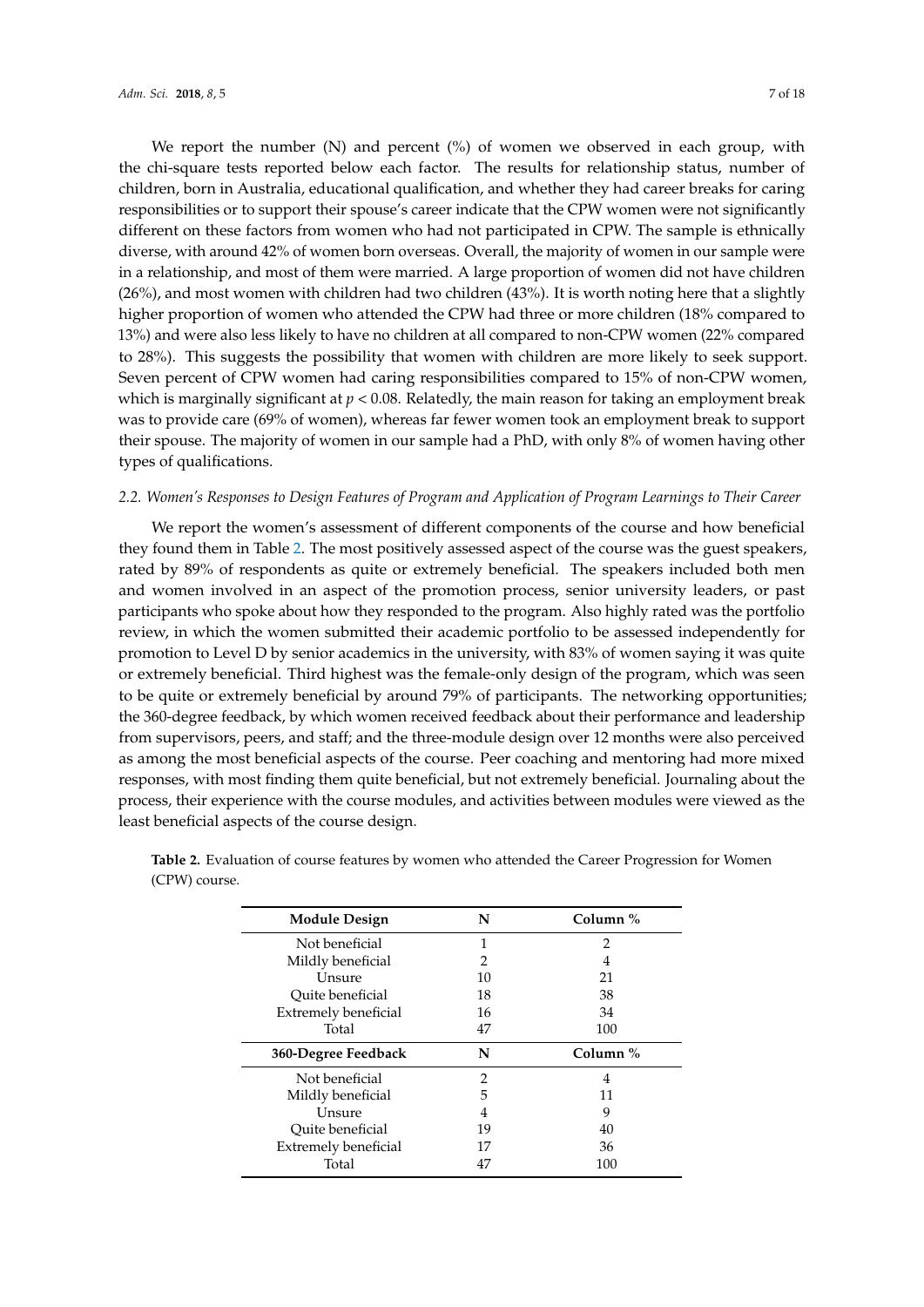We report the number (N) and percent (%) of women we observed in each group, with the chi-square tests reported below each factor. The results for relationship status, number of children, born in Australia, educational qualification, and whether they had career breaks for caring responsibilities or to support their spouse's career indicate that the CPW women were not significantly different on these factors from women who had not participated in CPW. The sample is ethnically diverse, with around 42% of women born overseas. Overall, the majority of women in our sample were in a relationship, and most of them were married. A large proportion of women did not have children (26%), and most women with children had two children (43%). It is worth noting here that a slightly higher proportion of women who attended the CPW had three or more children (18% compared to 13%) and were also less likely to have no children at all compared to non-CPW women (22% compared to 28%). This suggests the possibility that women with children are more likely to seek support. Seven percent of CPW women had caring responsibilities compared to 15% of non-CPW women, which is marginally significant at $p < 0.08$. Relatedly, the main reason for taking an employment break was to provide care (69% of women), whereas far fewer women took an employment break to support their spouse. The majority of women in our sample had a PhD, with only 8% of women having other types of qualifications.

### *2.2. Women's Responses to Design Features of Program and Application of Program Learnings to Their Career*

We report the women's assessment of different components of the course and how beneficial they found them in Table 2. The most positively assessed aspect of the course was the guest speakers, rated by 89% of respondents as quite or extremely beneficial. The speakers included both men and women involved in an aspect of the promotion process, senior university leaders, or past participants who spoke about how they responded to the program. Also highly rated was the portfolio review, in which the women submitted their academic portfolio to be assessed independently for promotion to Level D by senior academics in the university, with 83% of women saying it was quite or extremely beneficial. Third highest was the female-only design of the program, which was seen to be quite or extremely beneficial by around 79% of participants. The networking opportunities; the 360-degree feedback, by which women received feedback about their performance and leadership from supervisors, peers, and staff; and the three-module design over 12 months were also perceived as among the most beneficial aspects of the course. Peer coaching and mentoring had more mixed responses, with most finding them quite beneficial, but not extremely beneficial. Journaling about the process, their experience with the course modules, and activities between modules were viewed as the least beneficial aspects of the course design.

**Table 2.** Evaluation of course features by women who attended the Career Progression for Women (CPW) course.

| Module Design | N | Column % |
|---|---|---|
| Not beneficial | 1 | 2 |
| Mildly beneficial | 2 | 4 |
| Unsure | 10 | 21 |
| Quite beneficial | 18 | 38 |
| Extremely beneficial | 16 | 34 |
| Total | 47 | 100 |
| **360-Degree Feedback** | **N** | **Column %** |
| Not beneficial | 2 | 4 |
| Mildly beneficial | 5 | 11 |
| Unsure | 4 | 9 |
| Quite beneficial | 19 | 40 |
| Extremely beneficial | 17 | 36 |
| Total | 47 | 100 |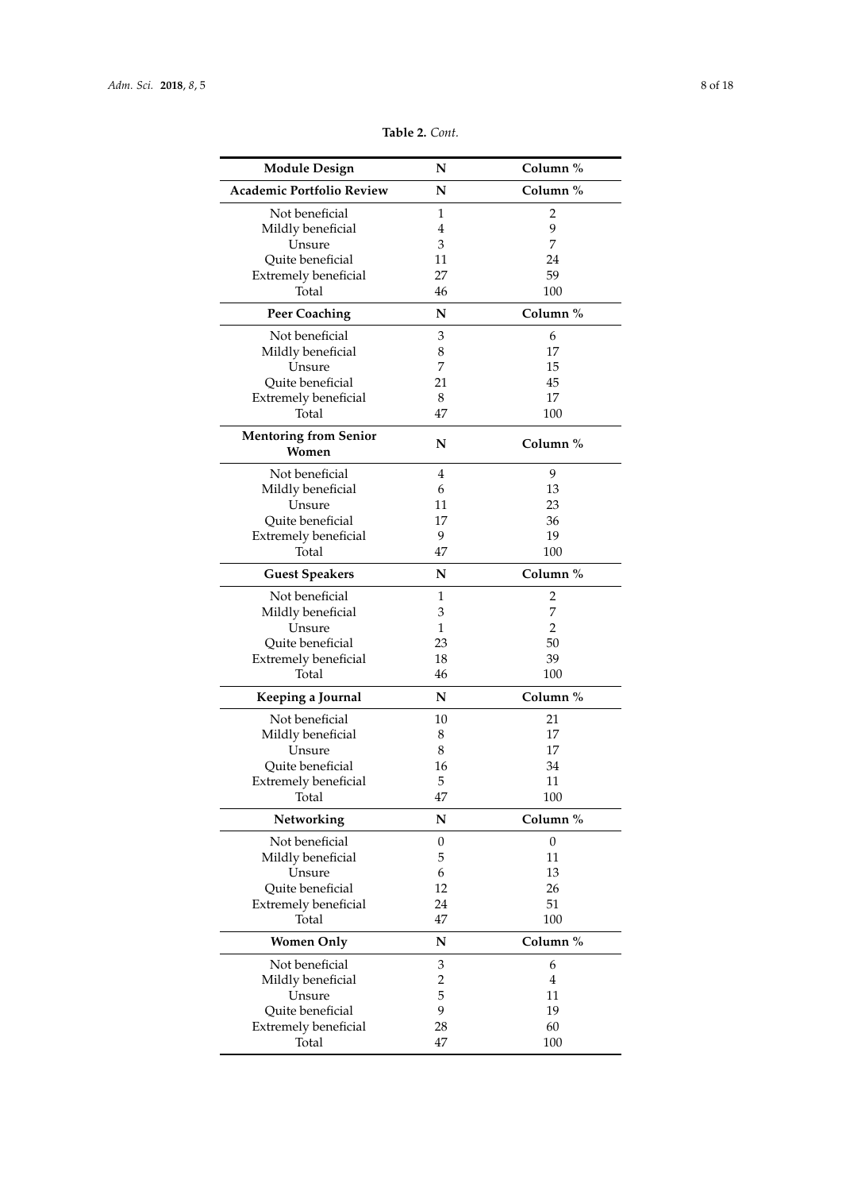**Table 2.** *Cont.*

| Module Design | N | Column % |
|---|---|---|
| **Academic Portfolio Review** | **N** | **Column %** |
| Not beneficial | 1 | 2 |
| Mildly beneficial | 4 | 9 |
| Unsure | 3 | 7 |
| Quite beneficial | 11 | 24 |
| Extremely beneficial | 27 | 59 |
| Total | 46 | 100 |
| **Peer Coaching** | **N** | **Column %** |
| Not beneficial | 3 | 6 |
| Mildly beneficial | 8 | 17 |
| Unsure | 7 | 15 |
| Quite beneficial | 21 | 45 |
| Extremely beneficial | 8 | 17 |
| Total | 47 | 100 |
| **Mentoring from Senior Women** | **N** | **Column %** |
| Not beneficial | 4 | 9 |
| Mildly beneficial | 6 | 13 |
| Unsure | 11 | 23 |
| Quite beneficial | 17 | 36 |
| Extremely beneficial | 9 | 19 |
| Total | 47 | 100 |
| **Guest Speakers** | **N** | **Column %** |
| Not beneficial | 1 | 2 |
| Mildly beneficial | 3 | 7 |
| Unsure | 1 | 2 |
| Quite beneficial | 23 | 50 |
| Extremely beneficial | 18 | 39 |
| Total | 46 | 100 |
| **Keeping a Journal** | **N** | **Column %** |
| Not beneficial | 10 | 21 |
| Mildly beneficial | 8 | 17 |
| Unsure | 8 | 17 |
| Quite beneficial | 16 | 34 |
| Extremely beneficial | 5 | 11 |
| Total | 47 | 100 |
| **Networking** | **N** | **Column %** |
| Not beneficial | 0 | 0 |
| Mildly beneficial | 5 | 11 |
| Unsure | 6 | 13 |
| Quite beneficial | 12 | 26 |
| Extremely beneficial | 24 | 51 |
| Total | 47 | 100 |
| **Women Only** | **N** | **Column %** |
| Not beneficial | 3 | 6 |
| Mildly beneficial | 2 | 4 |
| Unsure | 5 | 11 |
| Quite beneficial | 9 | 19 |
| Extremely beneficial | 28 | 60 |
| Total | 47 | 100 |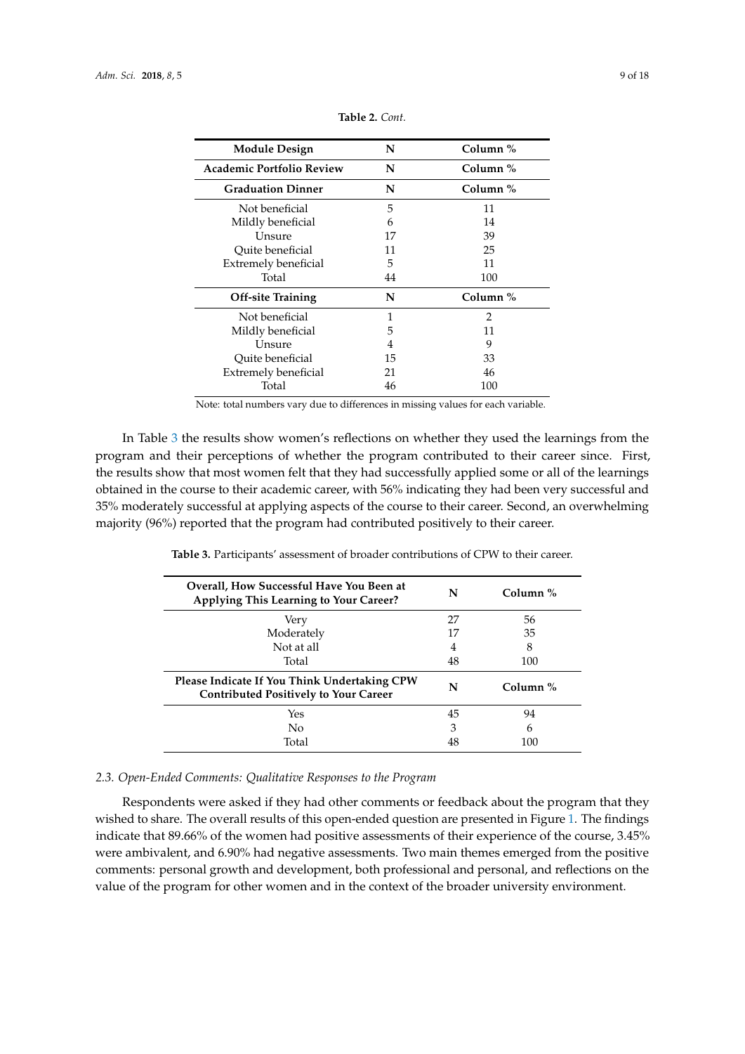**Table 2.** *Cont.*

| Module Design | N | Column % |
| --- | --- | --- |
| **Academic Portfolio Review** | **N** | **Column %** |
| **Graduation Dinner** | **N** | **Column %** |
| Not beneficial | 5 | 11 |
| Mildly beneficial | 6 | 14 |
| Unsure | 17 | 39 |
| Quite beneficial | 11 | 25 |
| Extremely beneficial | 5 | 11 |
| Total | 44 | 100 |
| **Off-site Training** | **N** | **Column %** |
| Not beneficial | 1 | 2 |
| Mildly beneficial | 5 | 11 |
| Unsure | 4 | 9 |
| Quite beneficial | 15 | 33 |
| Extremely beneficial | 21 | 46 |
| Total | 46 | 100 |

Note: total numbers vary due to differences in missing values for each variable.

In Table 3 the results show women's reflections on whether they used the learnings from the program and their perceptions of whether the program contributed to their career since. First, the results show that most women felt that they had successfully applied some or all of the learnings obtained in the course to their academic career, with 56% indicating they had been very successful and 35% moderately successful at applying aspects of the course to their career. Second, an overwhelming majority (96%) reported that the program had contributed positively to their career.

**Table 3.** Participants' assessment of broader contributions of CPW to their career.

| Overall, How Successful Have You Been at Applying This Learning to Your Career? | N | Column % |
| --- | --- | --- |
| Very | 27 | 56 |
| Moderately | 17 | 35 |
| Not at all | 4 | 8 |
| Total | 48 | 100 |
| **Please Indicate If You Think Undertaking CPW Contributed Positively to Your Career** | **N** | **Column %** |
| Yes | 45 | 94 |
| No | 3 | 6 |
| Total | 48 | 100 |

### *2.3. Open-Ended Comments: Qualitative Responses to the Program*

Respondents were asked if they had other comments or feedback about the program that they wished to share. The overall results of this open-ended question are presented in Figure 1. The findings indicate that 89.66% of the women had positive assessments of their experience of the course, 3.45% were ambivalent, and 6.90% had negative assessments. Two main themes emerged from the positive comments: personal growth and development, both professional and personal, and reflections on the value of the program for other women and in the context of the broader university environment.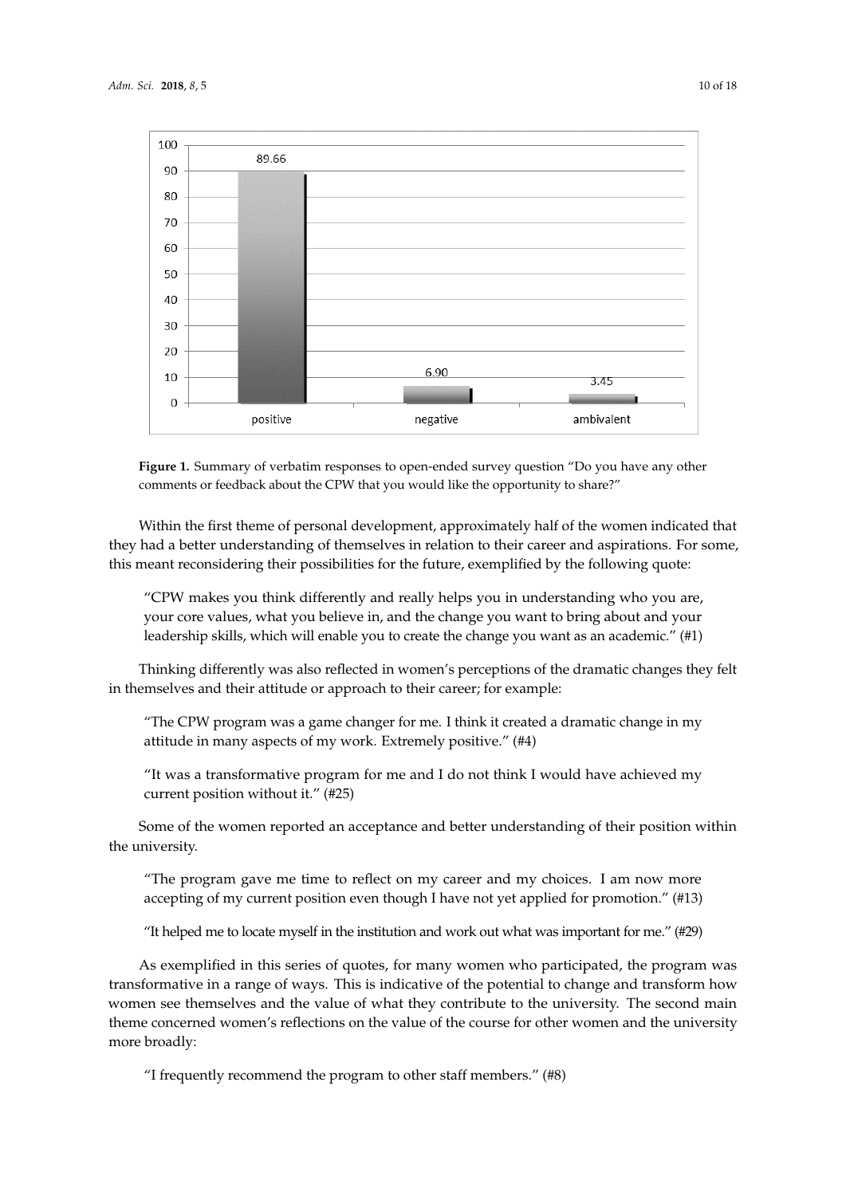Figure 1. Summary of verbatim responses to open-ended survey question "Do you have any other comments or feedback about the CPW that you would like the opportunity to share?"

Within the first theme of personal development, approximately half of the women indicated that they had a better understanding of themselves in relation to their career and aspirations. For some, this meant reconsidering their possibilities for the future, exemplified by the following quote:

> "CPW makes you think differently and really helps you in understanding who you are, your core values, what you believe in, and the change you want to bring about and your leadership skills, which will enable you to create the change you want as an academic." (#1)

Thinking differently was also reflected in women's perceptions of the dramatic changes they felt in themselves and their attitude or approach to their career; for example:

> "The CPW program was a game changer for me. I think it created a dramatic change in my attitude in many aspects of my work. Extremely positive." (#4)

> "It was a transformative program for me and I do not think I would have achieved my current position without it." (#25)

Some of the women reported an acceptance and better understanding of their position within the university.

> "The program gave me time to reflect on my career and my choices. I am now more accepting of my current position even though I have not yet applied for promotion." (#13)

> "It helped me to locate myself in the institution and work out what was important for me." (#29)

As exemplified in this series of quotes, for many women who participated, the program was transformative in a range of ways. This is indicative of the potential to change and transform how women see themselves and the value of what they contribute to the university. The second main theme concerned women's reflections on the value of the course for other women and the university more broadly:

> "I frequently recommend the program to other staff members." (#8)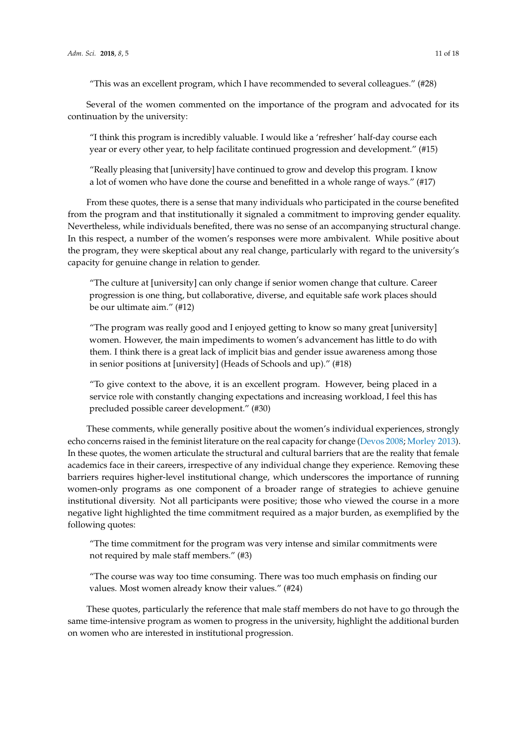> "This was an excellent program, which I have recommended to several colleagues." (#28)

Several of the women commented on the importance of the program and advocated for its continuation by the university:

> "I think this program is incredibly valuable. I would like a 'refresher' half-day course each year or every other year, to help facilitate continued progression and development." (#15)

> "Really pleasing that [university] have continued to grow and develop this program. I know a lot of women who have done the course and benefitted in a whole range of ways." (#17)

From these quotes, there is a sense that many individuals who participated in the course benefited from the program and that institutionally it signaled a commitment to improving gender equality. Nevertheless, while individuals benefited, there was no sense of an accompanying structural change. In this respect, a number of the women's responses were more ambivalent. While positive about the program, they were skeptical about any real change, particularly with regard to the university's capacity for genuine change in relation to gender.

> "The culture at [university] can only change if senior women change that culture. Career progression is one thing, but collaborative, diverse, and equitable safe work places should be our ultimate aim." (#12)

> "The program was really good and I enjoyed getting to know so many great [university] women. However, the main impediments to women's advancement has little to do with them. I think there is a great lack of implicit bias and gender issue awareness among those in senior positions at [university] (Heads of Schools and up)." (#18)

> "To give context to the above, it is an excellent program. However, being placed in a service role with constantly changing expectations and increasing workload, I feel this has precluded possible career development." (#30)

These comments, while generally positive about the women's individual experiences, strongly echo concerns raised in the feminist literature on the real capacity for change (Devos 2008; Morley 2013). In these quotes, the women articulate the structural and cultural barriers that are the reality that female academics face in their careers, irrespective of any individual change they experience. Removing these barriers requires higher-level institutional change, which underscores the importance of running women-only programs as one component of a broader range of strategies to achieve genuine institutional diversity. Not all participants were positive; those who viewed the course in a more negative light highlighted the time commitment required as a major burden, as exemplified by the following quotes:

> "The time commitment for the program was very intense and similar commitments were not required by male staff members." (#3)

> "The course was way too time consuming. There was too much emphasis on finding our values. Most women already know their values." (#24)

These quotes, particularly the reference that male staff members do not have to go through the same time-intensive program as women to progress in the university, highlight the additional burden on women who are interested in institutional progression.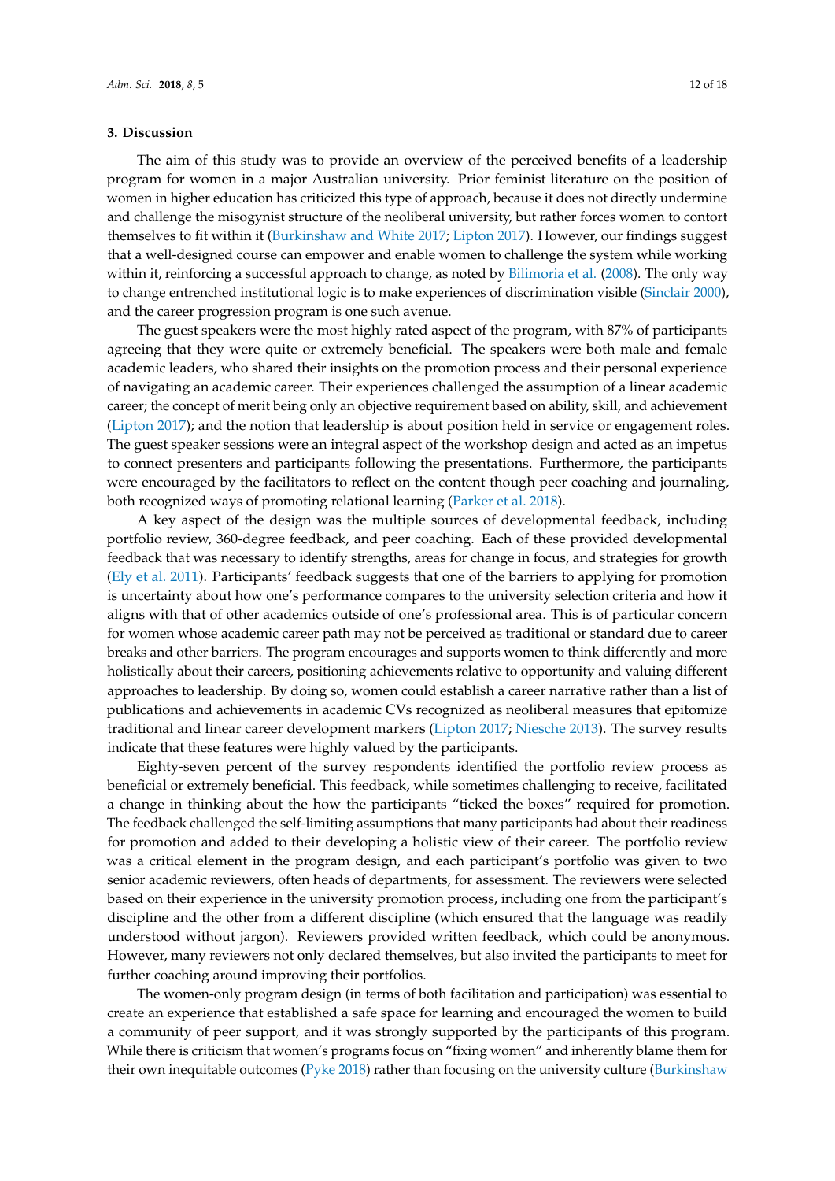## 3. Discussion

The aim of this study was to provide an overview of the perceived benefits of a leadership program for women in a major Australian university. Prior feminist literature on the position of women in higher education has criticized this type of approach, because it does not directly undermine and challenge the misogynist structure of the neoliberal university, but rather forces women to contort themselves to fit within it (Burkinshaw and White 2017; Lipton 2017). However, our findings suggest that a well-designed course can empower and enable women to challenge the system while working within it, reinforcing a successful approach to change, as noted by Bilimoria et al. (2008). The only way to change entrenched institutional logic is to make experiences of discrimination visible (Sinclair 2000), and the career progression program is one such avenue.

The guest speakers were the most highly rated aspect of the program, with 87% of participants agreeing that they were quite or extremely beneficial. The speakers were both male and female academic leaders, who shared their insights on the promotion process and their personal experience of navigating an academic career. Their experiences challenged the assumption of a linear academic career; the concept of merit being only an objective requirement based on ability, skill, and achievement (Lipton 2017); and the notion that leadership is about position held in service or engagement roles. The guest speaker sessions were an integral aspect of the workshop design and acted as an impetus to connect presenters and participants following the presentations. Furthermore, the participants were encouraged by the facilitators to reflect on the content though peer coaching and journaling, both recognized ways of promoting relational learning (Parker et al. 2018).

A key aspect of the design was the multiple sources of developmental feedback, including portfolio review, 360-degree feedback, and peer coaching. Each of these provided developmental feedback that was necessary to identify strengths, areas for change in focus, and strategies for growth (Ely et al. 2011). Participants' feedback suggests that one of the barriers to applying for promotion is uncertainty about how one's performance compares to the university selection criteria and how it aligns with that of other academics outside of one's professional area. This is of particular concern for women whose academic career path may not be perceived as traditional or standard due to career breaks and other barriers. The program encourages and supports women to think differently and more holistically about their careers, positioning achievements relative to opportunity and valuing different approaches to leadership. By doing so, women could establish a career narrative rather than a list of publications and achievements in academic CVs recognized as neoliberal measures that epitomize traditional and linear career development markers (Lipton 2017; Niesche 2013). The survey results indicate that these features were highly valued by the participants.

Eighty-seven percent of the survey respondents identified the portfolio review process as beneficial or extremely beneficial. This feedback, while sometimes challenging to receive, facilitated a change in thinking about the how the participants "ticked the boxes" required for promotion. The feedback challenged the self-limiting assumptions that many participants had about their readiness for promotion and added to their developing a holistic view of their career. The portfolio review was a critical element in the program design, and each participant's portfolio was given to two senior academic reviewers, often heads of departments, for assessment. The reviewers were selected based on their experience in the university promotion process, including one from the participant's discipline and the other from a different discipline (which ensured that the language was readily understood without jargon). Reviewers provided written feedback, which could be anonymous. However, many reviewers not only declared themselves, but also invited the participants to meet for further coaching around improving their portfolios.

The women-only program design (in terms of both facilitation and participation) was essential to create an experience that established a safe space for learning and encouraged the women to build a community of peer support, and it was strongly supported by the participants of this program. While there is criticism that women's programs focus on "fixing women" and inherently blame them for their own inequitable outcomes (Pyke 2018) rather than focusing on the university culture (Burkinshaw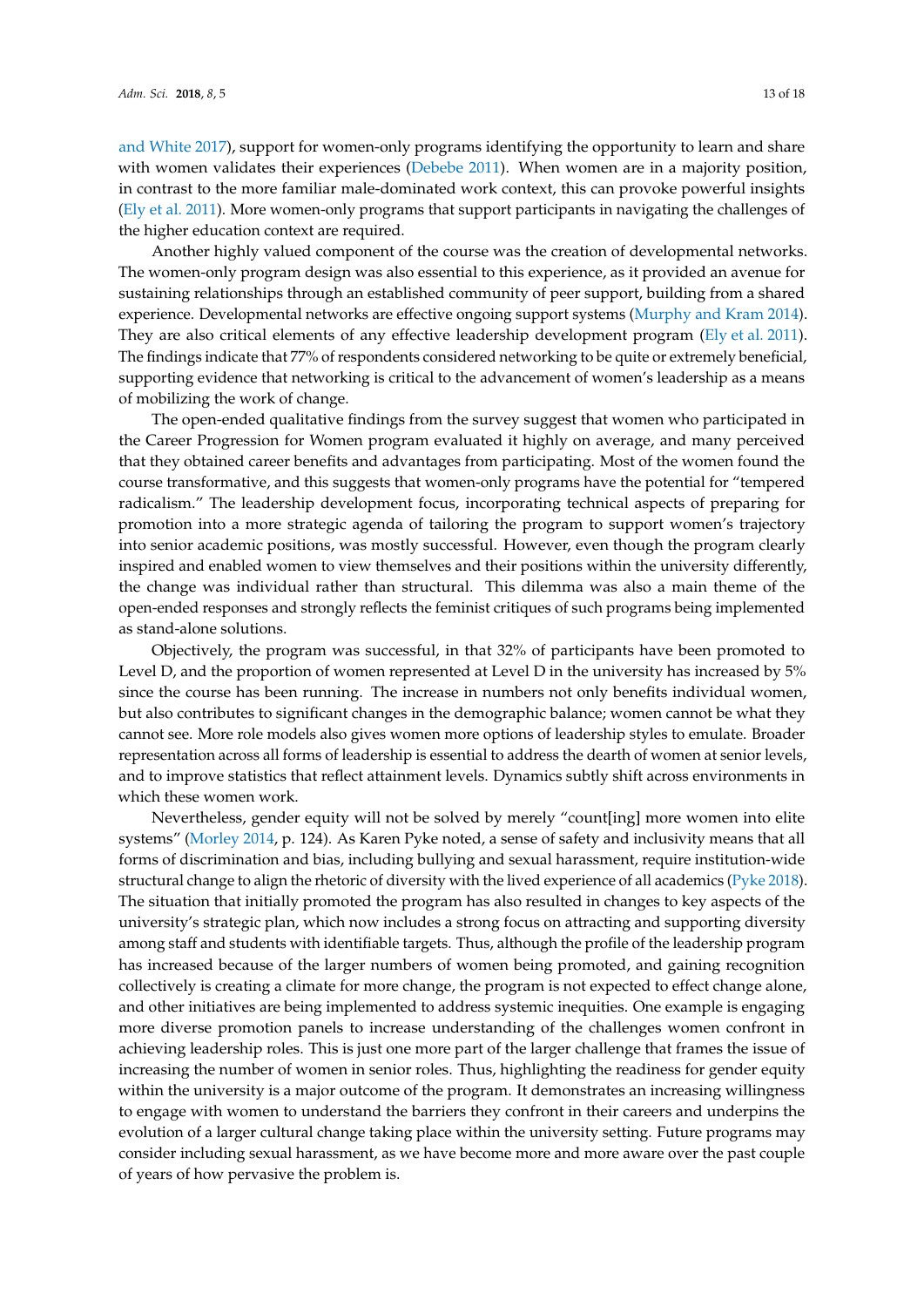and White 2017), support for women-only programs identifying the opportunity to learn and share with women validates their experiences (Debebe 2011). When women are in a majority position, in contrast to the more familiar male-dominated work context, this can provoke powerful insights (Ely et al. 2011). More women-only programs that support participants in navigating the challenges of the higher education context are required.

Another highly valued component of the course was the creation of developmental networks. The women-only program design was also essential to this experience, as it provided an avenue for sustaining relationships through an established community of peer support, building from a shared experience. Developmental networks are effective ongoing support systems (Murphy and Kram 2014). They are also critical elements of any effective leadership development program (Ely et al. 2011). The findings indicate that 77% of respondents considered networking to be quite or extremely beneficial, supporting evidence that networking is critical to the advancement of women's leadership as a means of mobilizing the work of change.

The open-ended qualitative findings from the survey suggest that women who participated in the Career Progression for Women program evaluated it highly on average, and many perceived that they obtained career benefits and advantages from participating. Most of the women found the course transformative, and this suggests that women-only programs have the potential for "tempered radicalism." The leadership development focus, incorporating technical aspects of preparing for promotion into a more strategic agenda of tailoring the program to support women's trajectory into senior academic positions, was mostly successful. However, even though the program clearly inspired and enabled women to view themselves and their positions within the university differently, the change was individual rather than structural. This dilemma was also a main theme of the open-ended responses and strongly reflects the feminist critiques of such programs being implemented as stand-alone solutions.

Objectively, the program was successful, in that 32% of participants have been promoted to Level D, and the proportion of women represented at Level D in the university has increased by 5% since the course has been running. The increase in numbers not only benefits individual women, but also contributes to significant changes in the demographic balance; women cannot be what they cannot see. More role models also gives women more options of leadership styles to emulate. Broader representation across all forms of leadership is essential to address the dearth of women at senior levels, and to improve statistics that reflect attainment levels. Dynamics subtly shift across environments in which these women work.

Nevertheless, gender equity will not be solved by merely "count[ing] more women into elite systems" (Morley 2014, p. 124). As Karen Pyke noted, a sense of safety and inclusivity means that all forms of discrimination and bias, including bullying and sexual harassment, require institution-wide structural change to align the rhetoric of diversity with the lived experience of all academics (Pyke 2018). The situation that initially promoted the program has also resulted in changes to key aspects of the university's strategic plan, which now includes a strong focus on attracting and supporting diversity among staff and students with identifiable targets. Thus, although the profile of the leadership program has increased because of the larger numbers of women being promoted, and gaining recognition collectively is creating a climate for more change, the program is not expected to effect change alone, and other initiatives are being implemented to address systemic inequities. One example is engaging more diverse promotion panels to increase understanding of the challenges women confront in achieving leadership roles. This is just one more part of the larger challenge that frames the issue of increasing the number of women in senior roles. Thus, highlighting the readiness for gender equity within the university is a major outcome of the program. It demonstrates an increasing willingness to engage with women to understand the barriers they confront in their careers and underpins the evolution of a larger cultural change taking place within the university setting. Future programs may consider including sexual harassment, as we have become more and more aware over the past couple of years of how pervasive the problem is.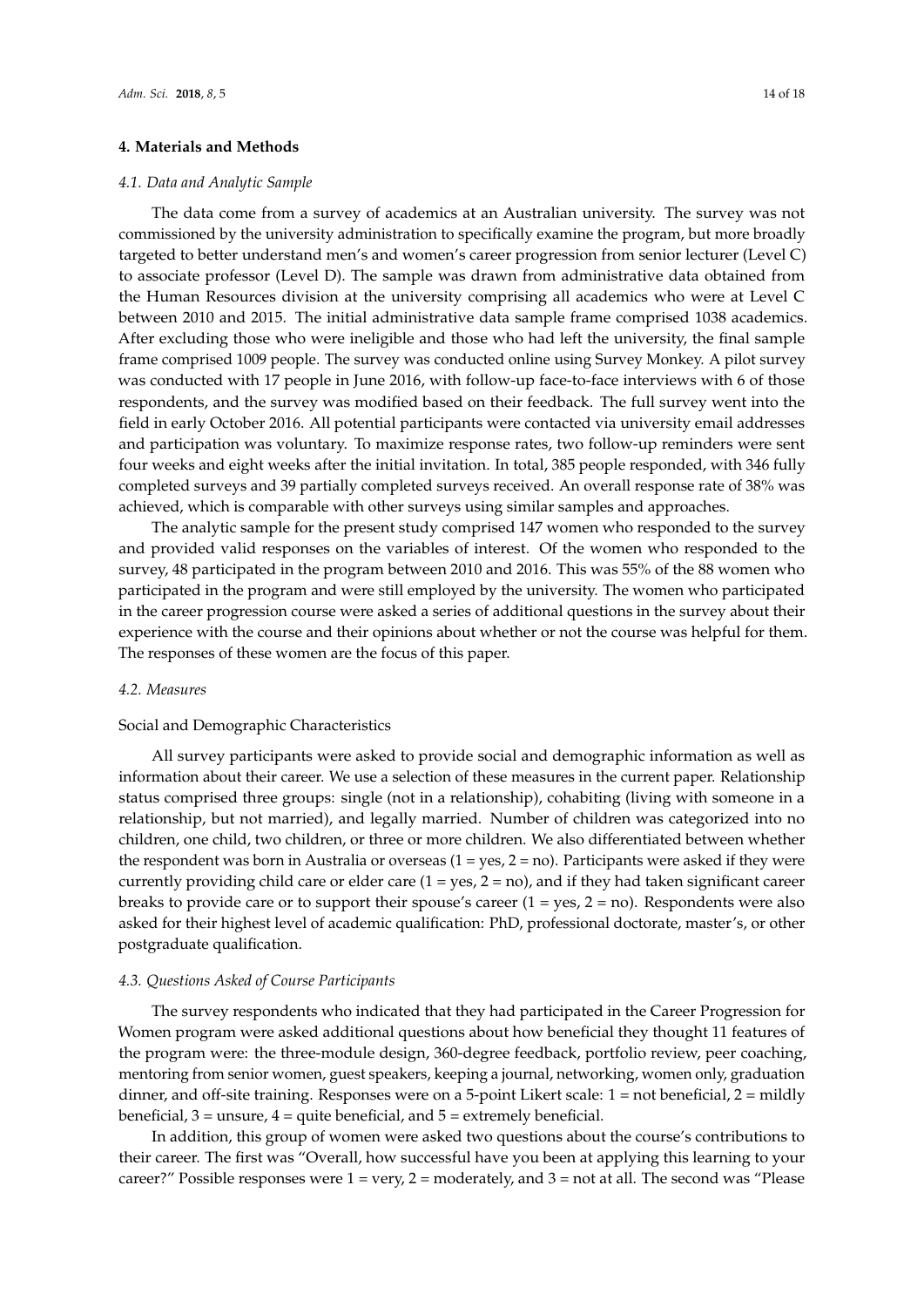## 4. Materials and Methods

### 4.1. Data and Analytic Sample

The data come from a survey of academics at an Australian university. The survey was not commissioned by the university administration to specifically examine the program, but more broadly targeted to better understand men's and women's career progression from senior lecturer (Level C) to associate professor (Level D). The sample was drawn from administrative data obtained from the Human Resources division at the university comprising all academics who were at Level C between 2010 and 2015. The initial administrative data sample frame comprised 1038 academics. After excluding those who were ineligible and those who had left the university, the final sample frame comprised 1009 people. The survey was conducted online using Survey Monkey. A pilot survey was conducted with 17 people in June 2016, with follow-up face-to-face interviews with 6 of those respondents, and the survey was modified based on their feedback. The full survey went into the field in early October 2016. All potential participants were contacted via university email addresses and participation was voluntary. To maximize response rates, two follow-up reminders were sent four weeks and eight weeks after the initial invitation. In total, 385 people responded, with 346 fully completed surveys and 39 partially completed surveys received. An overall response rate of 38% was achieved, which is comparable with other surveys using similar samples and approaches.

The analytic sample for the present study comprised 147 women who responded to the survey and provided valid responses on the variables of interest. Of the women who responded to the survey, 48 participated in the program between 2010 and 2016. This was 55% of the 88 women who participated in the program and were still employed by the university. The women who participated in the career progression course were asked a series of additional questions in the survey about their experience with the course and their opinions about whether or not the course was helpful for them. The responses of these women are the focus of this paper.

### 4.2. Measures

Social and Demographic Characteristics

All survey participants were asked to provide social and demographic information as well as information about their career. We use a selection of these measures in the current paper. Relationship status comprised three groups: single (not in a relationship), cohabiting (living with someone in a relationship, but not married), and legally married. Number of children was categorized into no children, one child, two children, or three or more children. We also differentiated between whether the respondent was born in Australia or overseas (1 = yes, 2 = no). Participants were asked if they were currently providing child care or elder care (1 = yes, 2 = no), and if they had taken significant career breaks to provide care or to support their spouse's career (1 = yes, 2 = no). Respondents were also asked for their highest level of academic qualification: PhD, professional doctorate, master's, or other postgraduate qualification.

### 4.3. Questions Asked of Course Participants

The survey respondents who indicated that they had participated in the Career Progression for Women program were asked additional questions about how beneficial they thought 11 features of the program were: the three-module design, 360-degree feedback, portfolio review, peer coaching, mentoring from senior women, guest speakers, keeping a journal, networking, women only, graduation dinner, and off-site training. Responses were on a 5-point Likert scale: 1 = not beneficial, 2 = mildly beneficial, 3 = unsure, 4 = quite beneficial, and 5 = extremely beneficial.

In addition, this group of women were asked two questions about the course's contributions to their career. The first was "Overall, how successful have you been at applying this learning to your career?" Possible responses were 1 = very, 2 = moderately, and 3 = not at all. The second was "Please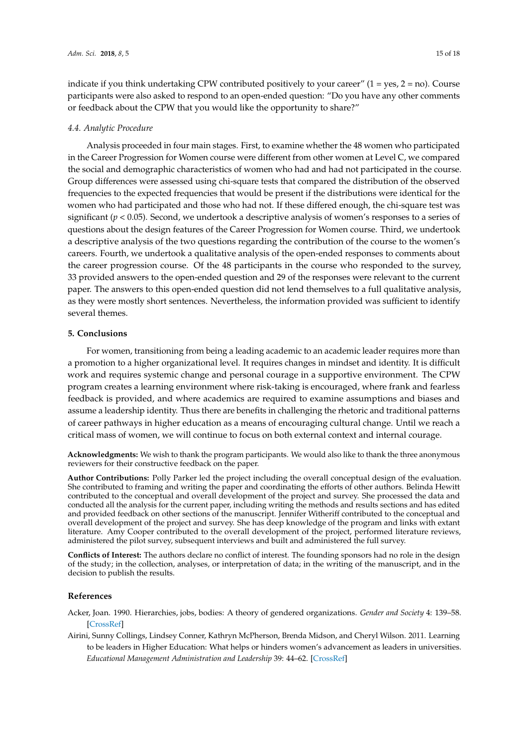indicate if you think undertaking CPW contributed positively to your career" (1 = yes, 2 = no). Course participants were also asked to respond to an open-ended question: "Do you have any other comments or feedback about the CPW that you would like the opportunity to share?"

### *4.4. Analytic Procedure*

Analysis proceeded in four main stages. First, to examine whether the 48 women who participated in the Career Progression for Women course were different from other women at Level C, we compared the social and demographic characteristics of women who had and had not participated in the course. Group differences were assessed using chi-square tests that compared the distribution of the observed frequencies to the expected frequencies that would be present if the distributions were identical for the women who had participated and those who had not. If these differed enough, the chi-square test was significant ($p < 0.05$). Second, we undertook a descriptive analysis of women's responses to a series of questions about the design features of the Career Progression for Women course. Third, we undertook a descriptive analysis of the two questions regarding the contribution of the course to the women's careers. Fourth, we undertook a qualitative analysis of the open-ended responses to comments about the career progression course. Of the 48 participants in the course who responded to the survey, 33 provided answers to the open-ended question and 29 of the responses were relevant to the current paper. The answers to this open-ended question did not lend themselves to a full qualitative analysis, as they were mostly short sentences. Nevertheless, the information provided was sufficient to identify several themes.

## 5. Conclusions

For women, transitioning from being a leading academic to an academic leader requires more than a promotion to a higher organizational level. It requires changes in mindset and identity. It is difficult work and requires systemic change and personal courage in a supportive environment. The CPW program creates a learning environment where risk-taking is encouraged, where frank and fearless feedback is provided, and where academics are required to examine assumptions and biases and assume a leadership identity. Thus there are benefits in challenging the rhetoric and traditional patterns of career pathways in higher education as a means of encouraging cultural change. Until we reach a critical mass of women, we will continue to focus on both external context and internal courage.

**Acknowledgments:** We wish to thank the program participants. We would also like to thank the three anonymous reviewers for their constructive feedback on the paper.

**Author Contributions:** Polly Parker led the project including the overall conceptual design of the evaluation. She contributed to framing and writing the paper and coordinating the efforts of other authors. Belinda Hewitt contributed to the conceptual and overall development of the project and survey. She processed the data and conducted all the analysis for the current paper, including writing the methods and results sections and has edited and provided feedback on other sections of the manuscript. Jennifer Witheriff contributed to the conceptual and overall development of the project and survey. She has deep knowledge of the program and links with extant literature. Amy Cooper contributed to the overall development of the project, performed literature reviews, administered the pilot survey, subsequent interviews and built and administered the full survey.

**Conflicts of Interest:** The authors declare no conflict of interest. The founding sponsors had no role in the design of the study; in the collection, analyses, or interpretation of data; in the writing of the manuscript, and in the decision to publish the results.

## References

Acker, Joan. 1990. Hierarchies, jobs, bodies: A theory of gendered organizations. *Gender and Society* 4: 139–58. [CrossRef]

Airini, Sunny Collings, Lindsey Conner, Kathryn McPherson, Brenda Midson, and Cheryl Wilson. 2011. Learning to be leaders in Higher Education: What helps or hinders women's advancement as leaders in universities. *Educational Management Administration and Leadership* 39: 44–62. [CrossRef]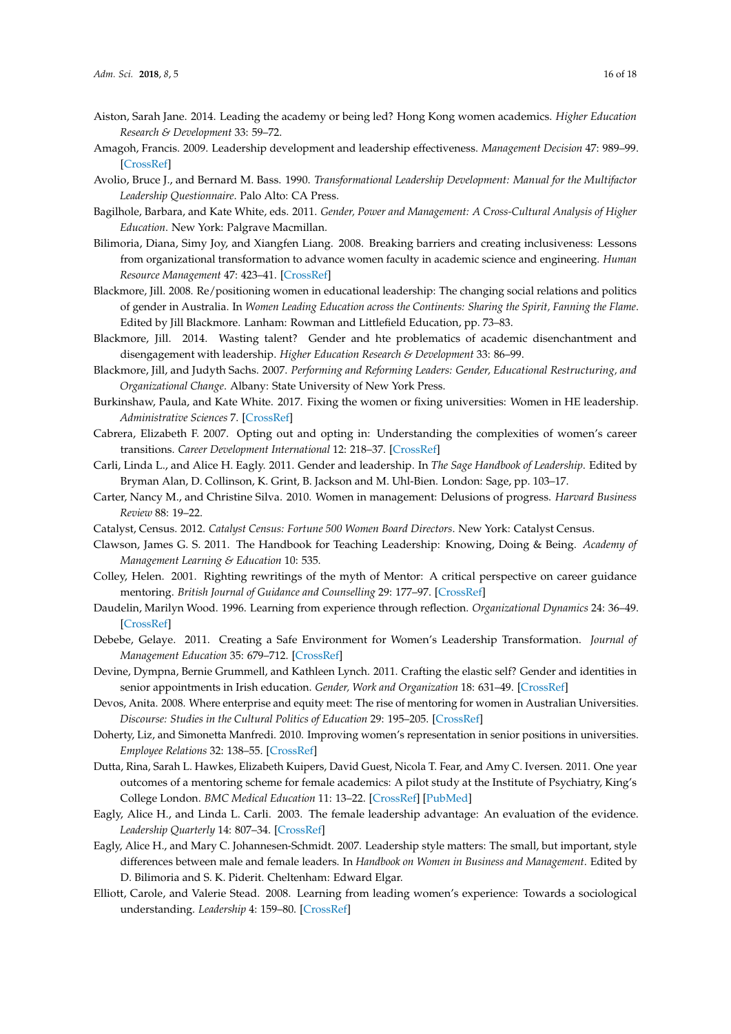Aiston, Sarah Jane. 2014. Leading the academy or being led? Hong Kong women academics. *Higher Education Research & Development* 33: 59–72.

Amagoh, Francis. 2009. Leadership development and leadership effectiveness. *Management Decision* 47: 989–99. [CrossRef]

Avolio, Bruce J., and Bernard M. Bass. 1990. *Transformational Leadership Development: Manual for the Multifactor Leadership Questionnaire*. Palo Alto: CA Press.

Bagilhole, Barbara, and Kate White, eds. 2011. *Gender, Power and Management: A Cross-Cultural Analysis of Higher Education*. New York: Palgrave Macmillan.

Bilimoria, Diana, Simy Joy, and Xiangfen Liang. 2008. Breaking barriers and creating inclusiveness: Lessons from organizational transformation to advance women faculty in academic science and engineering. *Human Resource Management* 47: 423–41. [CrossRef]

Blackmore, Jill. 2008. Re/positioning women in educational leadership: The changing social relations and politics of gender in Australia. In *Women Leading Education across the Continents: Sharing the Spirit, Fanning the Flame*. Edited by Jill Blackmore. Lanham: Rowman and Littlefield Education, pp. 73–83.

Blackmore, Jill. 2014. Wasting talent? Gender and hte problematics of academic disenchantment and disengagement with leadership. *Higher Education Research & Development* 33: 86–99.

Blackmore, Jill, and Judyth Sachs. 2007. *Performing and Reforming Leaders: Gender, Educational Restructuring, and Organizational Change*. Albany: State University of New York Press.

Burkinshaw, Paula, and Kate White. 2017. Fixing the women or fixing universities: Women in HE leadership. *Administrative Sciences* 7. [CrossRef]

Cabrera, Elizabeth F. 2007. Opting out and opting in: Understanding the complexities of women's career transitions. *Career Development International* 12: 218–37. [CrossRef]

Carli, Linda L., and Alice H. Eagly. 2011. Gender and leadership. In *The Sage Handbook of Leadership*. Edited by Bryman Alan, D. Collinson, K. Grint, B. Jackson and M. Uhl-Bien. London: Sage, pp. 103–17.

Carter, Nancy M., and Christine Silva. 2010. Women in management: Delusions of progress. *Harvard Business Review* 88: 19–22.

Catalyst, Census. 2012. *Catalyst Census: Fortune 500 Women Board Directors*. New York: Catalyst Census.

Clawson, James G. S. 2011. The Handbook for Teaching Leadership: Knowing, Doing & Being. *Academy of Management Learning & Education* 10: 535.

Colley, Helen. 2001. Righting rewritings of the myth of Mentor: A critical perspective on career guidance mentoring. *British Journal of Guidance and Counselling* 29: 177–97. [CrossRef]

Daudelin, Marilyn Wood. 1996. Learning from experience through reflection. *Organizational Dynamics* 24: 36–49. [CrossRef]

Debebe, Gelaye. 2011. Creating a Safe Environment for Women's Leadership Transformation. *Journal of Management Education* 35: 679–712. [CrossRef]

Devine, Dympna, Bernie Grummell, and Kathleen Lynch. 2011. Crafting the elastic self? Gender and identities in senior appointments in Irish education. *Gender, Work and Organization* 18: 631–49. [CrossRef]

Devos, Anita. 2008. Where enterprise and equity meet: The rise of mentoring for women in Australian Universities. *Discourse: Studies in the Cultural Politics of Education* 29: 195–205. [CrossRef]

Doherty, Liz, and Simonetta Manfredi. 2010. Improving women's representation in senior positions in universities. *Employee Relations* 32: 138–55. [CrossRef]

Dutta, Rina, Sarah L. Hawkes, Elizabeth Kuipers, David Guest, Nicola T. Fear, and Amy C. Iversen. 2011. One year outcomes of a mentoring scheme for female academics: A pilot study at the Institute of Psychiatry, King's College London. *BMC Medical Education* 11: 13–22. [CrossRef] [PubMed]

Eagly, Alice H., and Linda L. Carli. 2003. The female leadership advantage: An evaluation of the evidence. *Leadership Quarterly* 14: 807–34. [CrossRef]

Eagly, Alice H., and Mary C. Johannesen-Schmidt. 2007. Leadership style matters: The small, but important, style differences between male and female leaders. In *Handbook on Women in Business and Management*. Edited by D. Bilimoria and S. K. Piderit. Cheltenham: Edward Elgar.

Elliott, Carole, and Valerie Stead. 2008. Learning from leading women's experience: Towards a sociological understanding. *Leadership* 4: 159–80. [CrossRef]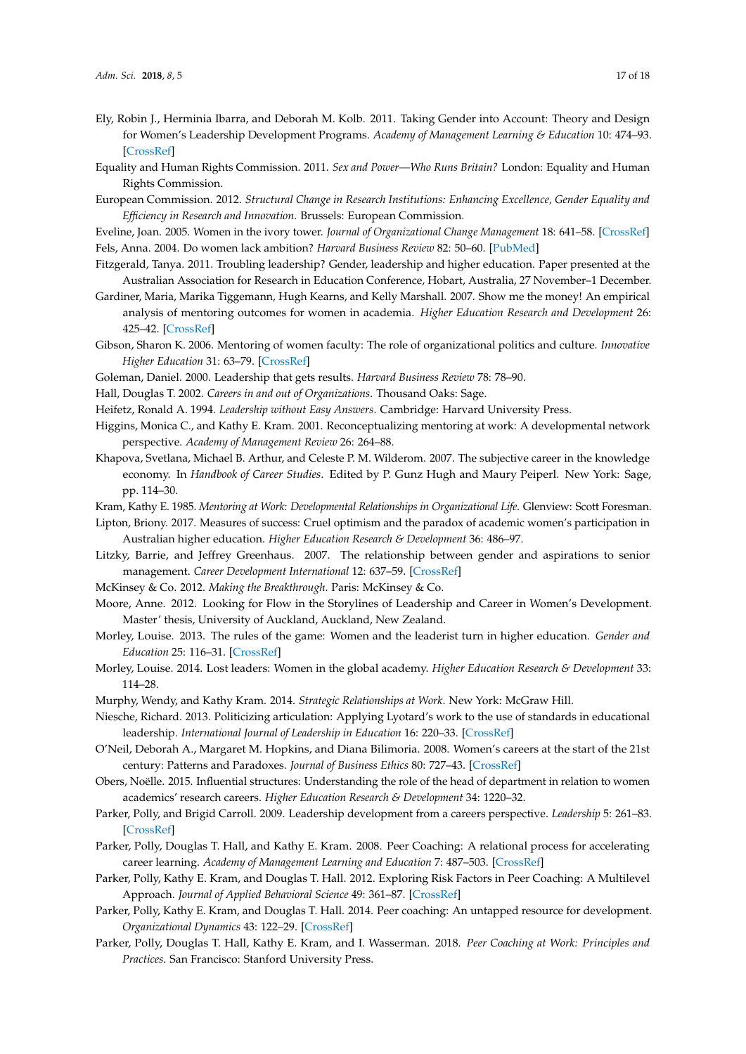Ely, Robin J., Herminia Ibarra, and Deborah M. Kolb. 2011. Taking Gender into Account: Theory and Design for Women's Leadership Development Programs. *Academy of Management Learning & Education* 10: 474–93. [CrossRef]

Equality and Human Rights Commission. 2011. *Sex and Power—Who Runs Britain?* London: Equality and Human Rights Commission.

European Commission. 2012. *Structural Change in Research Institutions: Enhancing Excellence, Gender Equality and Efficiency in Research and Innovation*. Brussels: European Commission.

Eveline, Joan. 2005. Women in the ivory tower. *Journal of Organizational Change Management* 18: 641–58. [CrossRef]

Fels, Anna. 2004. Do women lack ambition? *Harvard Business Review* 82: 50–60. [PubMed]

Fitzgerald, Tanya. 2011. Troubling leadership? Gender, leadership and higher education. Paper presented at the Australian Association for Research in Education Conference, Hobart, Australia, 27 November–1 December.

Gardiner, Maria, Marika Tiggemann, Hugh Kearns, and Kelly Marshall. 2007. Show me the money! An empirical analysis of mentoring outcomes for women in academia. *Higher Education Research and Development* 26: 425–42. [CrossRef]

Gibson, Sharon K. 2006. Mentoring of women faculty: The role of organizational politics and culture. *Innovative Higher Education* 31: 63–79. [CrossRef]

Goleman, Daniel. 2000. Leadership that gets results. *Harvard Business Review* 78: 78–90.

Hall, Douglas T. 2002. *Careers in and out of Organizations*. Thousand Oaks: Sage.

Heifetz, Ronald A. 1994. *Leadership without Easy Answers*. Cambridge: Harvard University Press.

Higgins, Monica C., and Kathy E. Kram. 2001. Reconceptualizing mentoring at work: A developmental network perspective. *Academy of Management Review* 26: 264–88.

Khapova, Svetlana, Michael B. Arthur, and Celeste P. M. Wilderom. 2007. The subjective career in the knowledge economy. In *Handbook of Career Studies*. Edited by P. Gunz Hugh and Maury Peiperl. New York: Sage, pp. 114–30.

Kram, Kathy E. 1985. *Mentoring at Work: Developmental Relationships in Organizational Life*. Glenview: Scott Foresman.

Lipton, Briony. 2017. Measures of success: Cruel optimism and the paradox of academic women's participation in Australian higher education. *Higher Education Research & Development* 36: 486–97.

Litzky, Barrie, and Jeffrey Greenhaus. 2007. The relationship between gender and aspirations to senior management. *Career Development International* 12: 637–59. [CrossRef]

McKinsey & Co. 2012. *Making the Breakthrough*. Paris: McKinsey & Co.

Moore, Anne. 2012. Looking for Flow in the Storylines of Leadership and Career in Women's Development. Master' thesis, University of Auckland, Auckland, New Zealand.

Morley, Louise. 2013. The rules of the game: Women and the leaderist turn in higher education. *Gender and Education* 25: 116–31. [CrossRef]

Morley, Louise. 2014. Lost leaders: Women in the global academy. *Higher Education Research & Development* 33: 114–28.

Murphy, Wendy, and Kathy Kram. 2014. *Strategic Relationships at Work*. New York: McGraw Hill.

Niesche, Richard. 2013. Politicizing articulation: Applying Lyotard's work to the use of standards in educational leadership. *International Journal of Leadership in Education* 16: 220–33. [CrossRef]

O'Neil, Deborah A., Margaret M. Hopkins, and Diana Bilimoria. 2008. Women's careers at the start of the 21st century: Patterns and Paradoxes. *Journal of Business Ethics* 80: 727–43. [CrossRef]

Obers, Noëlle. 2015. Influential structures: Understanding the role of the head of department in relation to women academics' research careers. *Higher Education Research & Development* 34: 1220–32.

Parker, Polly, and Brigid Carroll. 2009. Leadership development from a careers perspective. *Leadership* 5: 261–83. [CrossRef]

Parker, Polly, Douglas T. Hall, and Kathy E. Kram. 2008. Peer Coaching: A relational process for accelerating career learning. *Academy of Management Learning and Education* 7: 487–503. [CrossRef]

Parker, Polly, Kathy E. Kram, and Douglas T. Hall. 2012. Exploring Risk Factors in Peer Coaching: A Multilevel Approach. *Journal of Applied Behavioral Science* 49: 361–87. [CrossRef]

Parker, Polly, Kathy E. Kram, and Douglas T. Hall. 2014. Peer coaching: An untapped resource for development. *Organizational Dynamics* 43: 122–29. [CrossRef]

Parker, Polly, Douglas T. Hall, Kathy E. Kram, and I. Wasserman. 2018. *Peer Coaching at Work: Principles and Practices*. San Francisco: Stanford University Press.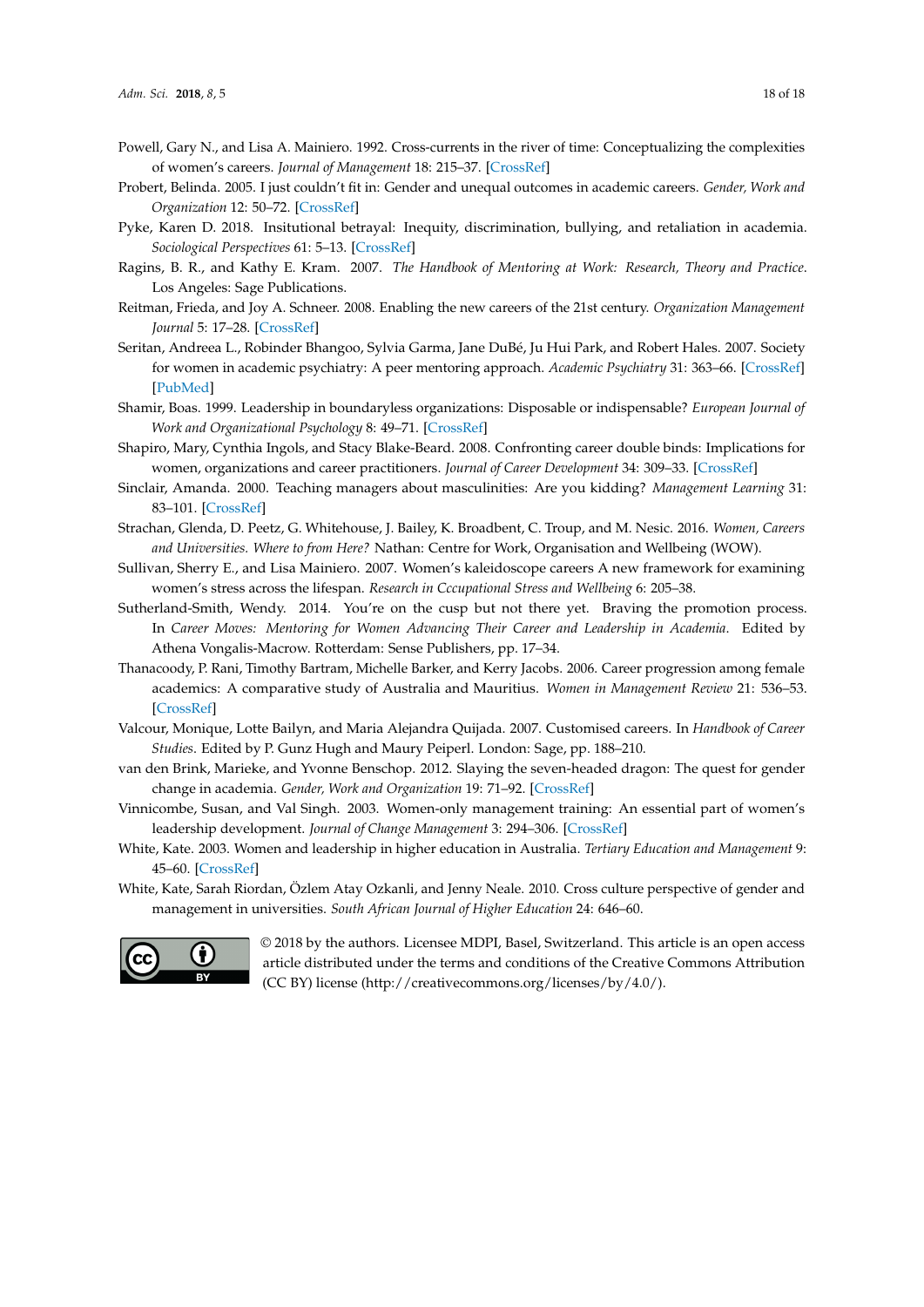Powell, Gary N., and Lisa A. Mainiero. 1992. Cross-currents in the river of time: Conceptualizing the complexities of women's careers. *Journal of Management* 18: 215–37. [CrossRef]

Probert, Belinda. 2005. I just couldn't fit in: Gender and unequal outcomes in academic careers. *Gender, Work and Organization* 12: 50–72. [CrossRef]

Pyke, Karen D. 2018. Insitutional betrayal: Inequity, discrimination, bullying, and retaliation in academia. *Sociological Perspectives* 61: 5–13. [CrossRef]

Ragins, B. R., and Kathy E. Kram. 2007. *The Handbook of Mentoring at Work: Research, Theory and Practice*. Los Angeles: Sage Publications.

Reitman, Frieda, and Joy A. Schneer. 2008. Enabling the new careers of the 21st century. *Organization Management Journal* 5: 17–28. [CrossRef]

Seritan, Andreea L., Robinder Bhangoo, Sylvia Garma, Jane DuBé, Ju Hui Park, and Robert Hales. 2007. Society for women in academic psychiatry: A peer mentoring approach. *Academic Psychiatry* 31: 363–66. [CrossRef] [PubMed]

Shamir, Boas. 1999. Leadership in boundaryless organizations: Disposable or indispensable? *European Journal of Work and Organizational Psychology* 8: 49–71. [CrossRef]

Shapiro, Mary, Cynthia Ingols, and Stacy Blake-Beard. 2008. Confronting career double binds: Implications for women, organizations and career practitioners. *Journal of Career Development* 34: 309–33. [CrossRef]

Sinclair, Amanda. 2000. Teaching managers about masculinities: Are you kidding? *Management Learning* 31: 83–101. [CrossRef]

Strachan, Glenda, D. Peetz, G. Whitehouse, J. Bailey, K. Broadbent, C. Troup, and M. Nesic. 2016. *Women, Careers and Universities. Where to from Here?* Nathan: Centre for Work, Organisation and Wellbeing (WOW).

Sullivan, Sherry E., and Lisa Mainiero. 2007. Women's kaleidoscope careers A new framework for examining women's stress across the lifespan. *Research in Cccupational Stress and Wellbeing* 6: 205–38.

Sutherland-Smith, Wendy. 2014. You're on the cusp but not there yet. Braving the promotion process. In *Career Moves: Mentoring for Women Advancing Their Career and Leadership in Academia*. Edited by Athena Vongalis-Macrow. Rotterdam: Sense Publishers, pp. 17–34.

Thanacoody, P. Rani, Timothy Bartram, Michelle Barker, and Kerry Jacobs. 2006. Career progression among female academics: A comparative study of Australia and Mauritius. *Women in Management Review* 21: 536–53. [CrossRef]

Valcour, Monique, Lotte Bailyn, and Maria Alejandra Quijada. 2007. Customised careers. In *Handbook of Career Studies*. Edited by P. Gunz Hugh and Maury Peiperl. London: Sage, pp. 188–210.

van den Brink, Marieke, and Yvonne Benschop. 2012. Slaying the seven-headed dragon: The quest for gender change in academia. *Gender, Work and Organization* 19: 71–92. [CrossRef]

Vinnicombe, Susan, and Val Singh. 2003. Women-only management training: An essential part of women's leadership development. *Journal of Change Management* 3: 294–306. [CrossRef]

White, Kate. 2003. Women and leadership in higher education in Australia. *Tertiary Education and Management* 9: 45–60. [CrossRef]

White, Kate, Sarah Riordan, Özlem Atay Ozkanli, and Jenny Neale. 2010. Cross culture perspective of gender and management in universities. *South African Journal of Higher Education* 24: 646–60.

© 2018 by the authors. Licensee MDPI, Basel, Switzerland. This article is an open access article distributed under the terms and conditions of the Creative Commons Attribution (CC BY) license (http://creativecommons.org/licenses/by/4.0/).